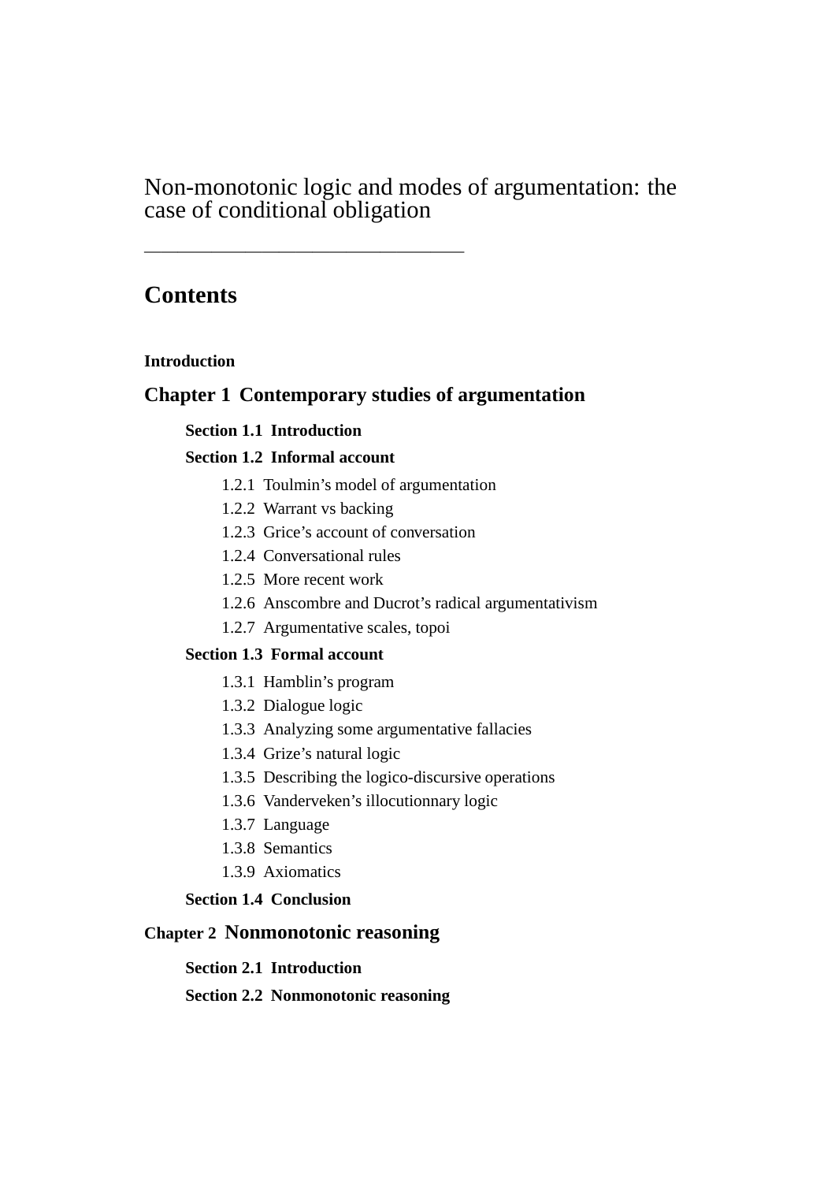# Non-monotonic logic and modes of argumentation: the case of conditional obligation

---

## Contents

**Introduction**

### Chapter 1 Contemporary studies of argumentation

**Section 1.1 Introduction**

**Section 1.2 Informal account**

- 1.2.1 Toulmin’s model of argumentation
- 1.2.2 Warrant vs backing
- 1.2.3 Grice’s account of conversation
- 1.2.4 Conversational rules
- 1.2.5 More recent work
- 1.2.6 Anscombre and Ducrot’s radical argumentativism
- 1.2.7 Argumentative scales, topoi

**Section 1.3 Formal account**

- 1.3.1 Hamblin’s program
- 1.3.2 Dialogue logic
- 1.3.3 Analyzing some argumentative fallacies
- 1.3.4 Grize’s natural logic
- 1.3.5 Describing the logico-discursive operations
- 1.3.6 Vanderveken’s illocutionnary logic
- 1.3.7 Language
- 1.3.8 Semantics
- 1.3.9 Axiomatics

**Section 1.4 Conclusion**

### Chapter 2 Nonmonotonic reasoning

**Section 2.1 Introduction**

**Section 2.2 Nonmonotonic reasoning**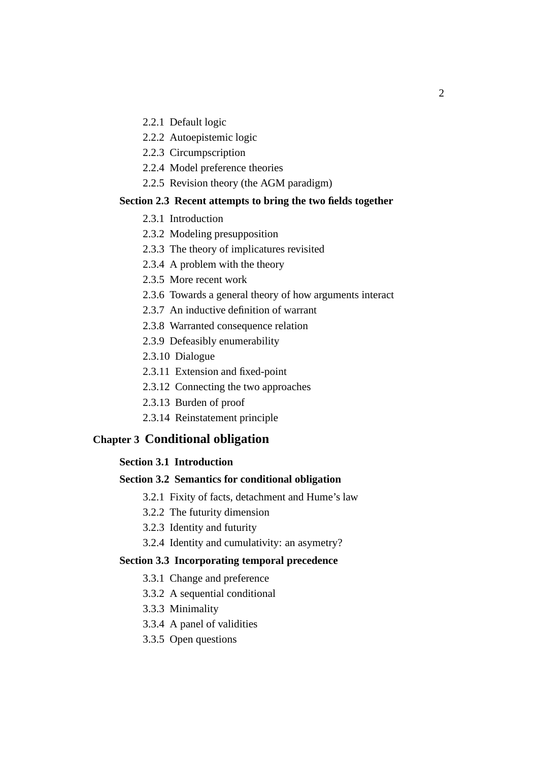- 2.2.1 Default logic
- 2.2.2 Autoepistemic logic
- 2.2.3 Circumpscription
- 2.2.4 Model preference theories
- 2.2.5 Revision theory (the AGM paradigm)

### Section 2.3 Recent attempts to bring the two fields together

- 2.3.1 Introduction
- 2.3.2 Modeling presupposition
- 2.3.3 The theory of implicatures revisited
- 2.3.4 A problem with the theory
- 2.3.5 More recent work
- 2.3.6 Towards a general theory of how arguments interact
- 2.3.7 An inductive definition of warrant
- 2.3.8 Warranted consequence relation
- 2.3.9 Defeasibly enumerability
- 2.3.10 Dialogue
- 2.3.11 Extension and fixed-point
- 2.3.12 Connecting the two approaches
- 2.3.13 Burden of proof
- 2.3.14 Reinstatement principle

## Chapter 3 Conditional obligation

### Section 3.1 Introduction

### Section 3.2 Semantics for conditional obligation

- 3.2.1 Fixity of facts, detachment and Hume's law
- 3.2.2 The futurity dimension
- 3.2.3 Identity and futurity
- 3.2.4 Identity and cumulativity: an asymetry?

### Section 3.3 Incorporating temporal precedence

- 3.3.1 Change and preference
- 3.3.2 A sequential conditional
- 3.3.3 Minimality
- 3.3.4 A panel of validities
- 3.3.5 Open questions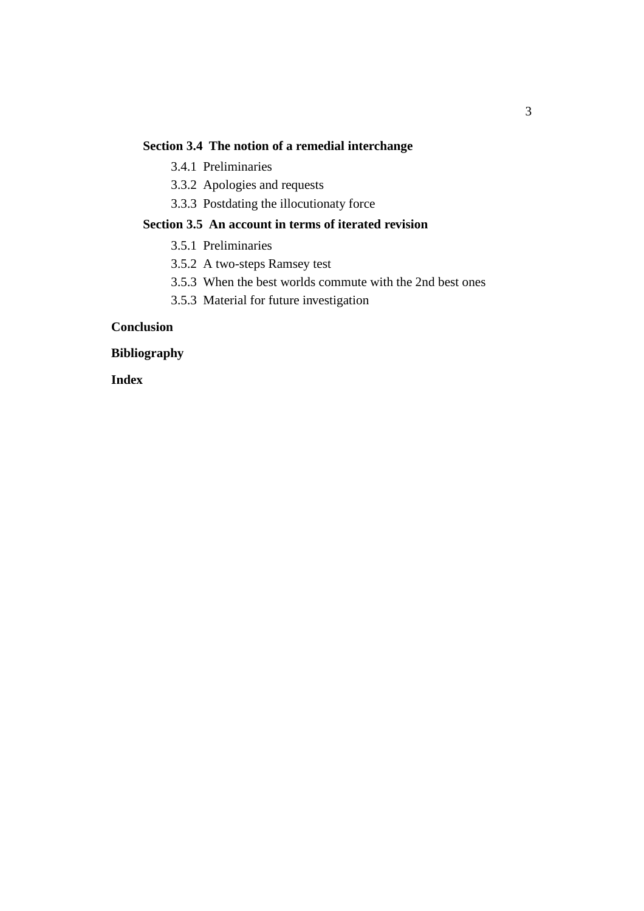**Section 3.4 The notion of a remedial interchange**

- 3.4.1 Preliminaries
- 3.3.2 Apologies and requests
- 3.3.3 Postdating the illocutionaty force

**Section 3.5 An account in terms of iterated revision**

- 3.5.1 Preliminaries
- 3.5.2 A two-steps Ramsey test
- 3.5.3 When the best worlds commute with the 2nd best ones
- 3.5.3 Material for future investigation

**Conclusion**

**Bibliography**

**Index**